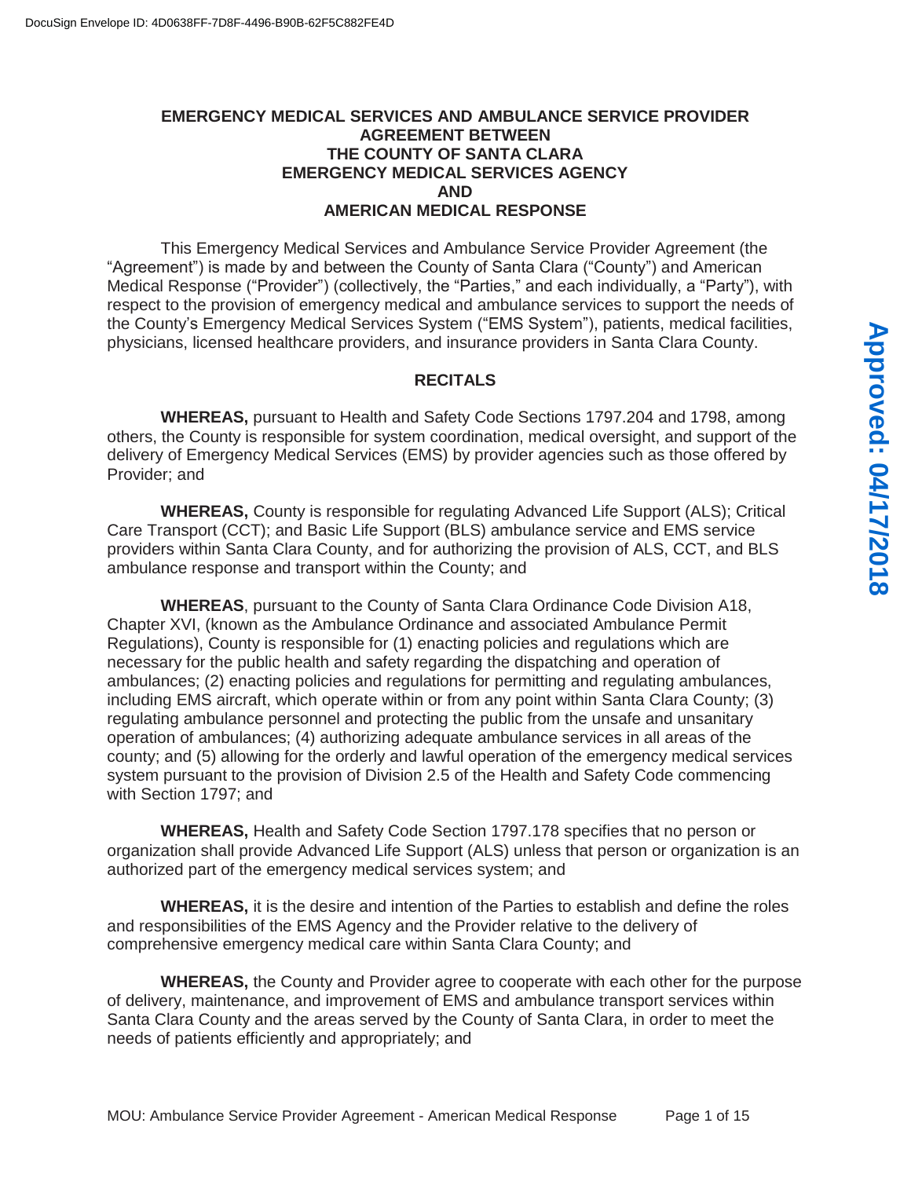# EMERGENCY MEDICAL SERVICES AND AMBULANCE SERVICE PROVIDER AGREEMENT BETWEEN THE COUNTY OF SANTA CLARA EMERGENCY MEDICAL SERVICES AGENCY AND AMERICAN MEDICAL RESPONSE

This Emergency Medical Services and Ambulance Service Provider Agreement (the "Agreement") is made by and between the County of Santa Clara ("County") and American Medical Response ("Provider") (collectively, the "Parties," and each individually, a "Party"), with respect to the provision of emergency medical and ambulance services to support the needs of the County's Emergency Medical Services System ("EMS System"), patients, medical facilities, physicians, licensed healthcare providers, and insurance providers in Santa Clara County.

## RECITALS

**WHEREAS,** pursuant to Health and Safety Code Sections 1797.204 and 1798, among others, the County is responsible for system coordination, medical oversight, and support of the delivery of Emergency Medical Services (EMS) by provider agencies such as those offered by Provider; and

**WHEREAS,** County is responsible for regulating Advanced Life Support (ALS); Critical Care Transport (CCT); and Basic Life Support (BLS) ambulance service and EMS service providers within Santa Clara County, and for authorizing the provision of ALS, CCT, and BLS ambulance response and transport within the County; and

**WHEREAS**, pursuant to the County of Santa Clara Ordinance Code Division A18, Chapter XVI, (known as the Ambulance Ordinance and associated Ambulance Permit Regulations), County is responsible for (1) enacting policies and regulations which are necessary for the public health and safety regarding the dispatching and operation of ambulances; (2) enacting policies and regulations for permitting and regulating ambulances, including EMS aircraft, which operate within or from any point within Santa Clara County; (3) regulating ambulance personnel and protecting the public from the unsafe and unsanitary operation of ambulances; (4) authorizing adequate ambulance services in all areas of the county; and (5) allowing for the orderly and lawful operation of the emergency medical services system pursuant to the provision of Division 2.5 of the Health and Safety Code commencing with Section 1797; and

**WHEREAS,** Health and Safety Code Section 1797.178 specifies that no person or organization shall provide Advanced Life Support (ALS) unless that person or organization is an authorized part of the emergency medical services system; and

**WHEREAS,** it is the desire and intention of the Parties to establish and define the roles and responsibilities of the EMS Agency and the Provider relative to the delivery of comprehensive emergency medical care within Santa Clara County; and

**WHEREAS,** the County and Provider agree to cooperate with each other for the purpose of delivery, maintenance, and improvement of EMS and ambulance transport services within Santa Clara County and the areas served by the County of Santa Clara, in order to meet the needs of patients efficiently and appropriately; and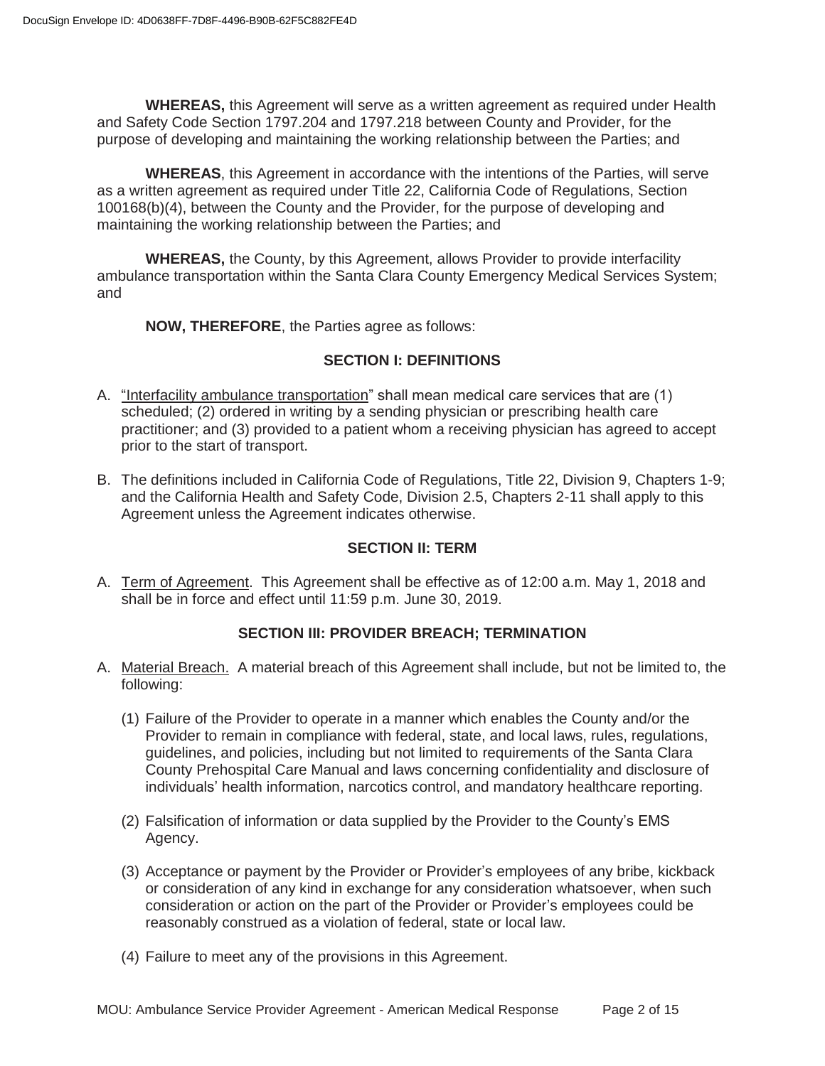**WHEREAS,** this Agreement will serve as a written agreement as required under Health and Safety Code Section 1797.204 and 1797.218 between County and Provider, for the purpose of developing and maintaining the working relationship between the Parties; and

**WHEREAS**, this Agreement in accordance with the intentions of the Parties, will serve as a written agreement as required under Title 22, California Code of Regulations, Section 100168(b)(4), between the County and the Provider, for the purpose of developing and maintaining the working relationship between the Parties; and

**WHEREAS,** the County, by this Agreement, allows Provider to provide interfacility ambulance transportation within the Santa Clara County Emergency Medical Services System; and

**NOW, THEREFORE**, the Parties agree as follows:

## SECTION I: DEFINITIONS

A. "Interfacility ambulance transportation" shall mean medical care services that are (1) scheduled; (2) ordered in writing by a sending physician or prescribing health care practitioner; and (3) provided to a patient whom a receiving physician has agreed to accept prior to the start of transport.

B. The definitions included in California Code of Regulations, Title 22, Division 9, Chapters 1-9; and the California Health and Safety Code, Division 2.5, Chapters 2-11 shall apply to this Agreement unless the Agreement indicates otherwise.

## SECTION II: TERM

A. Term of Agreement. This Agreement shall be effective as of 12:00 a.m. May 1, 2018 and shall be in force and effect until 11:59 p.m. June 30, 2019.

## SECTION III: PROVIDER BREACH; TERMINATION

A. Material Breach. A material breach of this Agreement shall include, but not be limited to, the following:

   (1) Failure of the Provider to operate in a manner which enables the County and/or the Provider to remain in compliance with federal, state, and local laws, rules, regulations, guidelines, and policies, including but not limited to requirements of the Santa Clara County Prehospital Care Manual and laws concerning confidentiality and disclosure of individuals' health information, narcotics control, and mandatory healthcare reporting.

   (2) Falsification of information or data supplied by the Provider to the County's EMS Agency.

   (3) Acceptance or payment by the Provider or Provider's employees of any bribe, kickback or consideration of any kind in exchange for any consideration whatsoever, when such consideration or action on the part of the Provider or Provider's employees could be reasonably construed as a violation of federal, state or local law.

   (4) Failure to meet any of the provisions in this Agreement.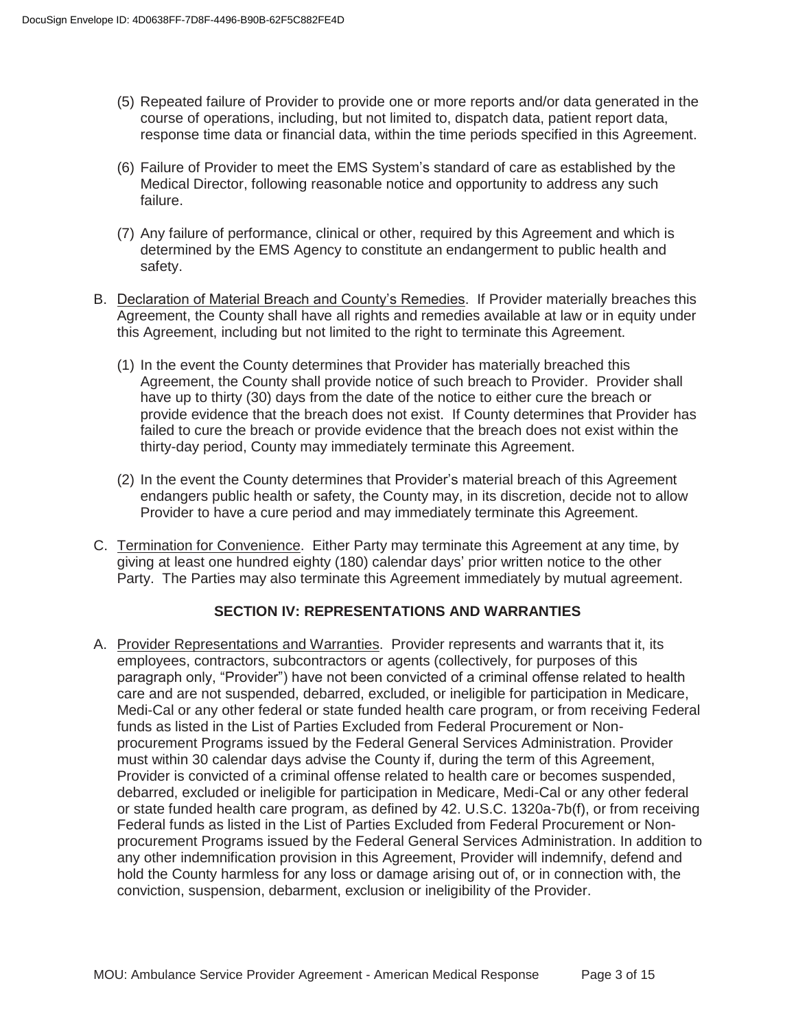(5) Repeated failure of Provider to provide one or more reports and/or data generated in the course of operations, including, but not limited to, dispatch data, patient report data, response time data or financial data, within the time periods specified in this Agreement.

(6) Failure of Provider to meet the EMS System's standard of care as established by the Medical Director, following reasonable notice and opportunity to address any such failure.

(7) Any failure of performance, clinical or other, required by this Agreement and which is determined by the EMS Agency to constitute an endangerment to public health and safety.

B. <u>Declaration of Material Breach and County's Remedies</u>. If Provider materially breaches this Agreement, the County shall have all rights and remedies available at law or in equity under this Agreement, including but not limited to the right to terminate this Agreement.

(1) In the event the County determines that Provider has materially breached this Agreement, the County shall provide notice of such breach to Provider. Provider shall have up to thirty (30) days from the date of the notice to either cure the breach or provide evidence that the breach does not exist. If County determines that Provider has failed to cure the breach or provide evidence that the breach does not exist within the thirty-day period, County may immediately terminate this Agreement.

(2) In the event the County determines that Provider's material breach of this Agreement endangers public health or safety, the County may, in its discretion, decide not to allow Provider to have a cure period and may immediately terminate this Agreement.

C. <u>Termination for Convenience</u>. Either Party may terminate this Agreement at any time, by giving at least one hundred eighty (180) calendar days' prior written notice to the other Party. The Parties may also terminate this Agreement immediately by mutual agreement.

## SECTION IV: REPRESENTATIONS AND WARRANTIES

A. <u>Provider Representations and Warranties</u>. Provider represents and warrants that it, its employees, contractors, subcontractors or agents (collectively, for purposes of this paragraph only, "Provider") have not been convicted of a criminal offense related to health care and are not suspended, debarred, excluded, or ineligible for participation in Medicare, Medi-Cal or any other federal or state funded health care program, or from receiving Federal funds as listed in the List of Parties Excluded from Federal Procurement or Non-procurement Programs issued by the Federal General Services Administration. Provider must within 30 calendar days advise the County if, during the term of this Agreement, Provider is convicted of a criminal offense related to health care or becomes suspended, debarred, excluded or ineligible for participation in Medicare, Medi-Cal or any other federal or state funded health care program, as defined by 42. U.S.C. 1320a-7b(f), or from receiving Federal funds as listed in the List of Parties Excluded from Federal Procurement or Non-procurement Programs issued by the Federal General Services Administration. In addition to any other indemnification provision in this Agreement, Provider will indemnify, defend and hold the County harmless for any loss or damage arising out of, or in connection with, the conviction, suspension, debarment, exclusion or ineligibility of the Provider.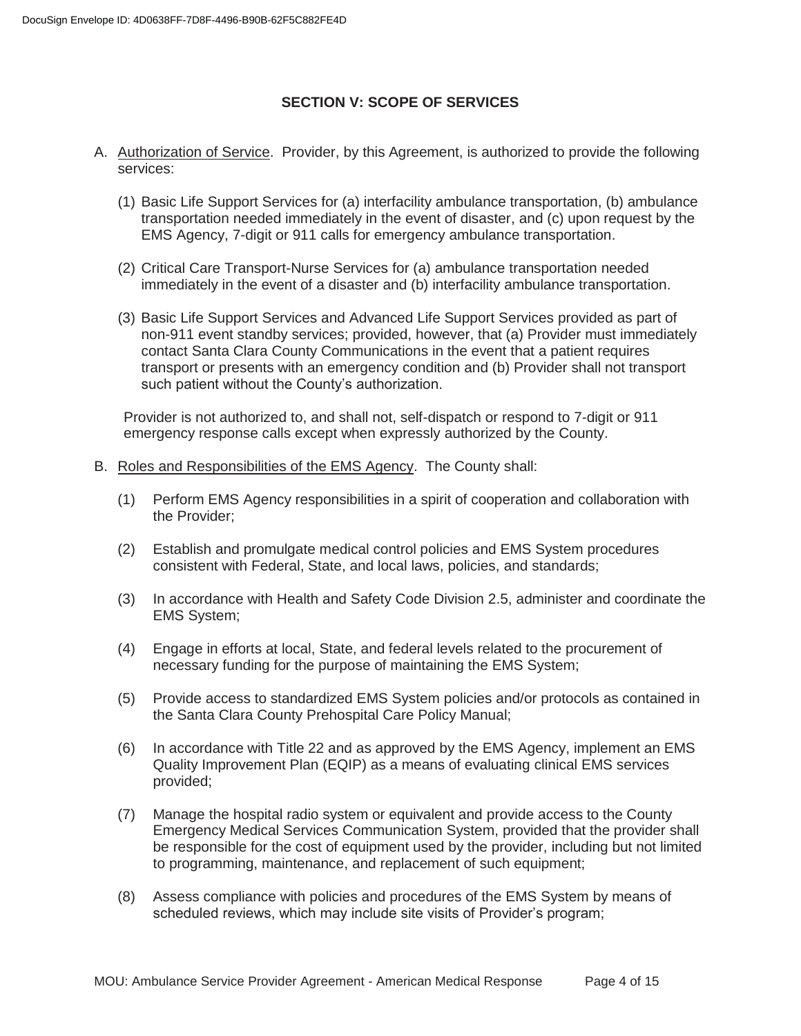## SECTION V: SCOPE OF SERVICES

A. Authorization of Service. Provider, by this Agreement, is authorized to provide the following services:

   (1) Basic Life Support Services for (a) interfacility ambulance transportation, (b) ambulance transportation needed immediately in the event of disaster, and (c) upon request by the EMS Agency, 7-digit or 911 calls for emergency ambulance transportation.

   (2) Critical Care Transport-Nurse Services for (a) ambulance transportation needed immediately in the event of a disaster and (b) interfacility ambulance transportation.

   (3) Basic Life Support Services and Advanced Life Support Services provided as part of non-911 event standby services; provided, however, that (a) Provider must immediately contact Santa Clara County Communications in the event that a patient requires transport or presents with an emergency condition and (b) Provider shall not transport such patient without the County's authorization.

   Provider is not authorized to, and shall not, self-dispatch or respond to 7-digit or 911 emergency response calls except when expressly authorized by the County.

B. Roles and Responsibilities of the EMS Agency. The County shall:

   (1) Perform EMS Agency responsibilities in a spirit of cooperation and collaboration with the Provider;

   (2) Establish and promulgate medical control policies and EMS System procedures consistent with Federal, State, and local laws, policies, and standards;

   (3) In accordance with Health and Safety Code Division 2.5, administer and coordinate the EMS System;

   (4) Engage in efforts at local, State, and federal levels related to the procurement of necessary funding for the purpose of maintaining the EMS System;

   (5) Provide access to standardized EMS System policies and/or protocols as contained in the Santa Clara County Prehospital Care Policy Manual;

   (6) In accordance with Title 22 and as approved by the EMS Agency, implement an EMS Quality Improvement Plan (EQIP) as a means of evaluating clinical EMS services provided;

   (7) Manage the hospital radio system or equivalent and provide access to the County Emergency Medical Services Communication System, provided that the provider shall be responsible for the cost of equipment used by the provider, including but not limited to programming, maintenance, and replacement of such equipment;

   (8) Assess compliance with policies and procedures of the EMS System by means of scheduled reviews, which may include site visits of Provider's program;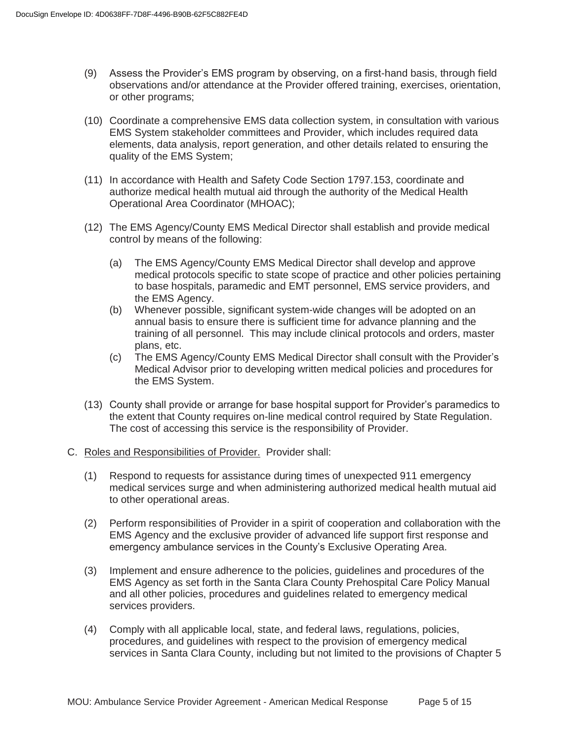(9) Assess the Provider's EMS program by observing, on a first-hand basis, through field observations and/or attendance at the Provider offered training, exercises, orientation, or other programs;

(10) Coordinate a comprehensive EMS data collection system, in consultation with various EMS System stakeholder committees and Provider, which includes required data elements, data analysis, report generation, and other details related to ensuring the quality of the EMS System;

(11) In accordance with Health and Safety Code Section 1797.153, coordinate and authorize medical health mutual aid through the authority of the Medical Health Operational Area Coordinator (MHOAC);

(12) The EMS Agency/County EMS Medical Director shall establish and provide medical control by means of the following:

   (a) The EMS Agency/County EMS Medical Director shall develop and approve medical protocols specific to state scope of practice and other policies pertaining to base hospitals, paramedic and EMT personnel, EMS service providers, and the EMS Agency.
   
   (b) Whenever possible, significant system-wide changes will be adopted on an annual basis to ensure there is sufficient time for advance planning and the training of all personnel. This may include clinical protocols and orders, master plans, etc.
   
   (c) The EMS Agency/County EMS Medical Director shall consult with the Provider's Medical Advisor prior to developing written medical policies and procedures for the EMS System.

(13) County shall provide or arrange for base hospital support for Provider's paramedics to the extent that County requires on-line medical control required by State Regulation. The cost of accessing this service is the responsibility of Provider.

C. Roles and Responsibilities of Provider. Provider shall:

(1) Respond to requests for assistance during times of unexpected 911 emergency medical services surge and when administering authorized medical health mutual aid to other operational areas.

(2) Perform responsibilities of Provider in a spirit of cooperation and collaboration with the EMS Agency and the exclusive provider of advanced life support first response and emergency ambulance services in the County's Exclusive Operating Area.

(3) Implement and ensure adherence to the policies, guidelines and procedures of the EMS Agency as set forth in the Santa Clara County Prehospital Care Policy Manual and all other policies, procedures and guidelines related to emergency medical services providers.

(4) Comply with all applicable local, state, and federal laws, regulations, policies, procedures, and guidelines with respect to the provision of emergency medical services in Santa Clara County, including but not limited to the provisions of Chapter 5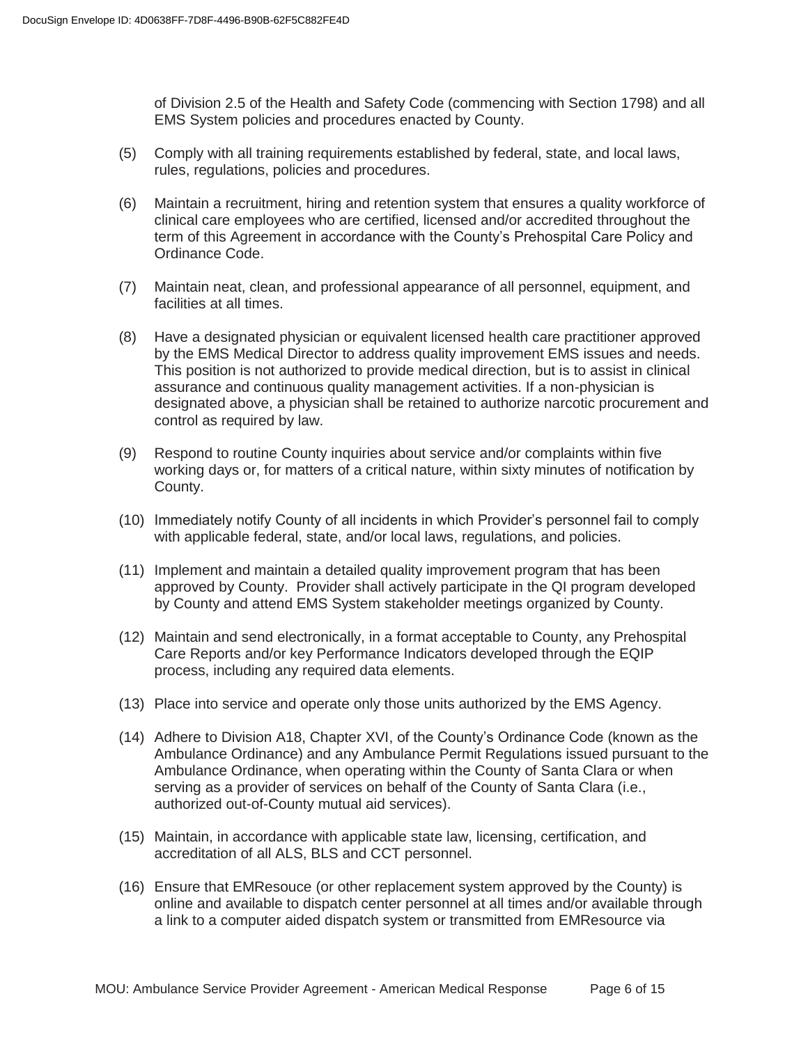of Division 2.5 of the Health and Safety Code (commencing with Section 1798) and all EMS System policies and procedures enacted by County.

(5) Comply with all training requirements established by federal, state, and local laws, rules, regulations, policies and procedures.

(6) Maintain a recruitment, hiring and retention system that ensures a quality workforce of clinical care employees who are certified, licensed and/or accredited throughout the term of this Agreement in accordance with the County's Prehospital Care Policy and Ordinance Code.

(7) Maintain neat, clean, and professional appearance of all personnel, equipment, and facilities at all times.

(8) Have a designated physician or equivalent licensed health care practitioner approved by the EMS Medical Director to address quality improvement EMS issues and needs. This position is not authorized to provide medical direction, but is to assist in clinical assurance and continuous quality management activities. If a non-physician is designated above, a physician shall be retained to authorize narcotic procurement and control as required by law.

(9) Respond to routine County inquiries about service and/or complaints within five working days or, for matters of a critical nature, within sixty minutes of notification by County.

(10) Immediately notify County of all incidents in which Provider's personnel fail to comply with applicable federal, state, and/or local laws, regulations, and policies.

(11) Implement and maintain a detailed quality improvement program that has been approved by County. Provider shall actively participate in the QI program developed by County and attend EMS System stakeholder meetings organized by County.

(12) Maintain and send electronically, in a format acceptable to County, any Prehospital Care Reports and/or key Performance Indicators developed through the EQIP process, including any required data elements.

(13) Place into service and operate only those units authorized by the EMS Agency.

(14) Adhere to Division A18, Chapter XVI, of the County's Ordinance Code (known as the Ambulance Ordinance) and any Ambulance Permit Regulations issued pursuant to the Ambulance Ordinance, when operating within the County of Santa Clara or when serving as a provider of services on behalf of the County of Santa Clara (i.e., authorized out-of-County mutual aid services).

(15) Maintain, in accordance with applicable state law, licensing, certification, and accreditation of all ALS, BLS and CCT personnel.

(16) Ensure that EMResouce (or other replacement system approved by the County) is online and available to dispatch center personnel at all times and/or available through a link to a computer aided dispatch system or transmitted from EMResource via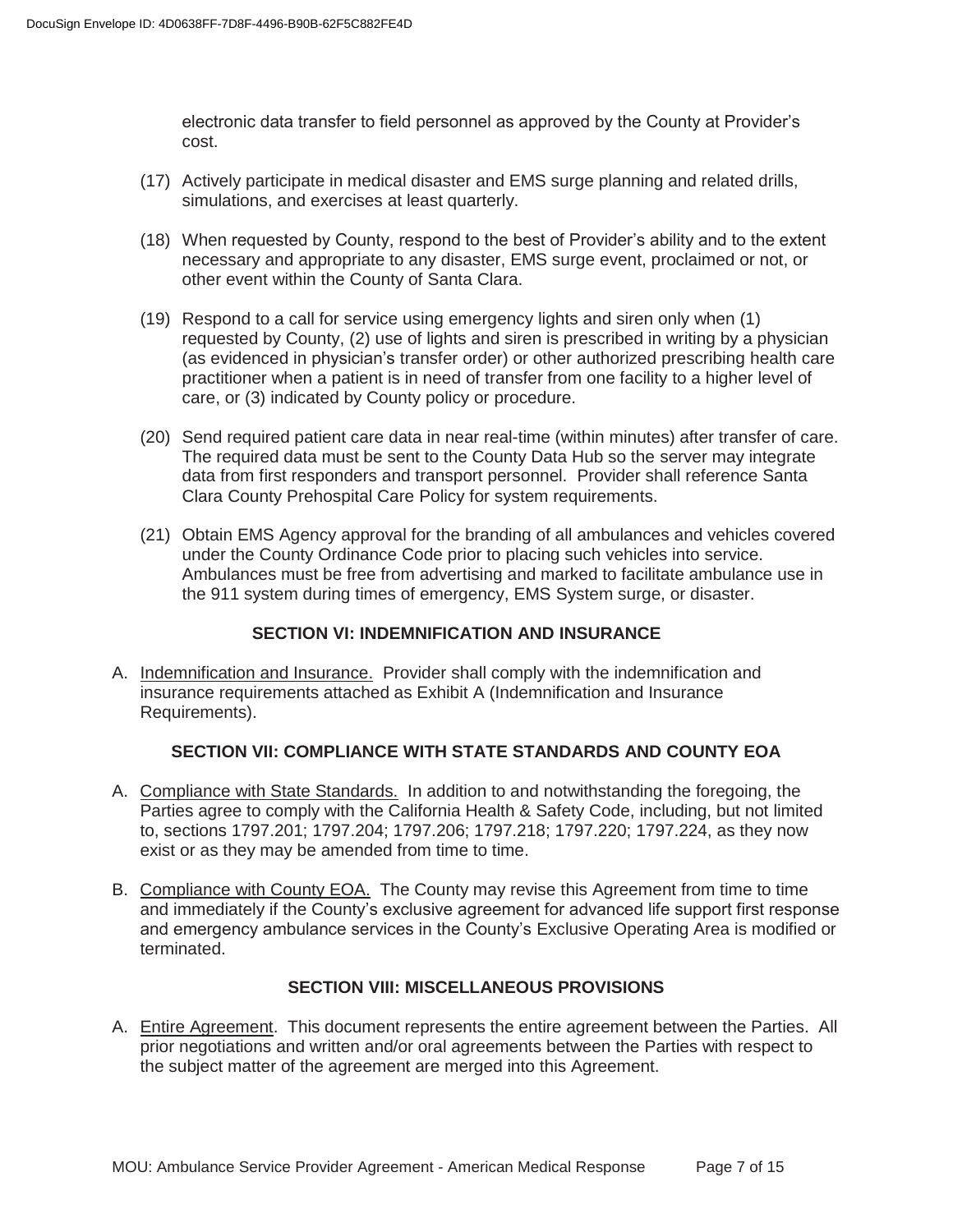electronic data transfer to field personnel as approved by the County at Provider's cost.

(17) Actively participate in medical disaster and EMS surge planning and related drills, simulations, and exercises at least quarterly.

(18) When requested by County, respond to the best of Provider's ability and to the extent necessary and appropriate to any disaster, EMS surge event, proclaimed or not, or other event within the County of Santa Clara.

(19) Respond to a call for service using emergency lights and siren only when (1) requested by County, (2) use of lights and siren is prescribed in writing by a physician (as evidenced in physician's transfer order) or other authorized prescribing health care practitioner when a patient is in need of transfer from one facility to a higher level of care, or (3) indicated by County policy or procedure.

(20) Send required patient care data in near real-time (within minutes) after transfer of care. The required data must be sent to the County Data Hub so the server may integrate data from first responders and transport personnel. Provider shall reference Santa Clara County Prehospital Care Policy for system requirements.

(21) Obtain EMS Agency approval for the branding of all ambulances and vehicles covered under the County Ordinance Code prior to placing such vehicles into service. Ambulances must be free from advertising and marked to facilitate ambulance use in the 911 system during times of emergency, EMS System surge, or disaster.

## SECTION VI: INDEMNIFICATION AND INSURANCE

A. Indemnification and Insurance. Provider shall comply with the indemnification and insurance requirements attached as Exhibit A (Indemnification and Insurance Requirements).

## SECTION VII: COMPLIANCE WITH STATE STANDARDS AND COUNTY EOA

A. Compliance with State Standards. In addition to and notwithstanding the foregoing, the Parties agree to comply with the California Health & Safety Code, including, but not limited to, sections 1797.201; 1797.204; 1797.206; 1797.218; 1797.220; 1797.224, as they now exist or as they may be amended from time to time.

B. Compliance with County EOA. The County may revise this Agreement from time to time and immediately if the County's exclusive agreement for advanced life support first response and emergency ambulance services in the County's Exclusive Operating Area is modified or terminated.

## SECTION VIII: MISCELLANEOUS PROVISIONS

A. Entire Agreement. This document represents the entire agreement between the Parties. All prior negotiations and written and/or oral agreements between the Parties with respect to the subject matter of the agreement are merged into this Agreement.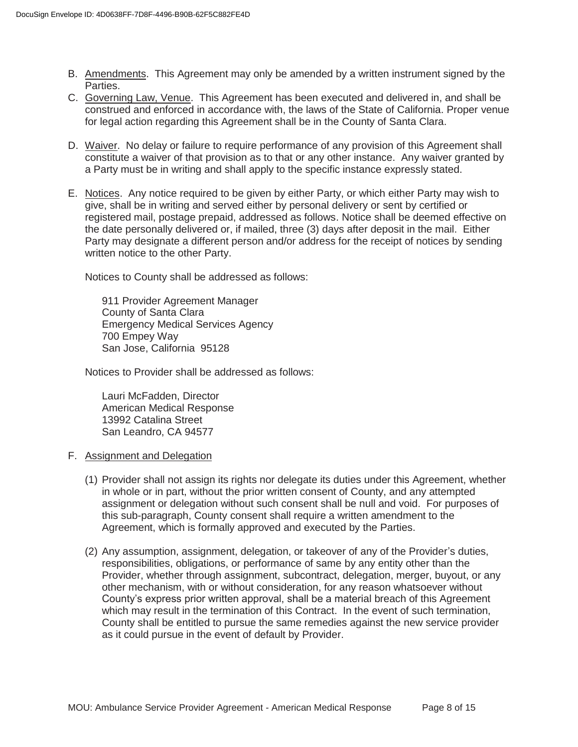B. Amendments. This Agreement may only be amended by a written instrument signed by the Parties.

C. Governing Law, Venue. This Agreement has been executed and delivered in, and shall be construed and enforced in accordance with, the laws of the State of California. Proper venue for legal action regarding this Agreement shall be in the County of Santa Clara.

D. Waiver. No delay or failure to require performance of any provision of this Agreement shall constitute a waiver of that provision as to that or any other instance. Any waiver granted by a Party must be in writing and shall apply to the specific instance expressly stated.

E. Notices. Any notice required to be given by either Party, or which either Party may wish to give, shall be in writing and served either by personal delivery or sent by certified or registered mail, postage prepaid, addressed as follows. Notice shall be deemed effective on the date personally delivered or, if mailed, three (3) days after deposit in the mail. Either Party may designate a different person and/or address for the receipt of notices by sending written notice to the other Party.

   Notices to County shall be addressed as follows:

   911 Provider Agreement Manager
   County of Santa Clara
   Emergency Medical Services Agency
   700 Empey Way
   San Jose, California 95128

   Notices to Provider shall be addressed as follows:

   Lauri McFadden, Director
   American Medical Response
   13992 Catalina Street
   San Leandro, CA 94577

F. Assignment and Delegation

   (1) Provider shall not assign its rights nor delegate its duties under this Agreement, whether in whole or in part, without the prior written consent of County, and any attempted assignment or delegation without such consent shall be null and void. For purposes of this sub-paragraph, County consent shall require a written amendment to the Agreement, which is formally approved and executed by the Parties.

   (2) Any assumption, assignment, delegation, or takeover of any of the Provider's duties, responsibilities, obligations, or performance of same by any entity other than the Provider, whether through assignment, subcontract, delegation, merger, buyout, or any other mechanism, with or without consideration, for any reason whatsoever without County's express prior written approval, shall be a material breach of this Agreement which may result in the termination of this Contract. In the event of such termination, County shall be entitled to pursue the same remedies against the new service provider as it could pursue in the event of default by Provider.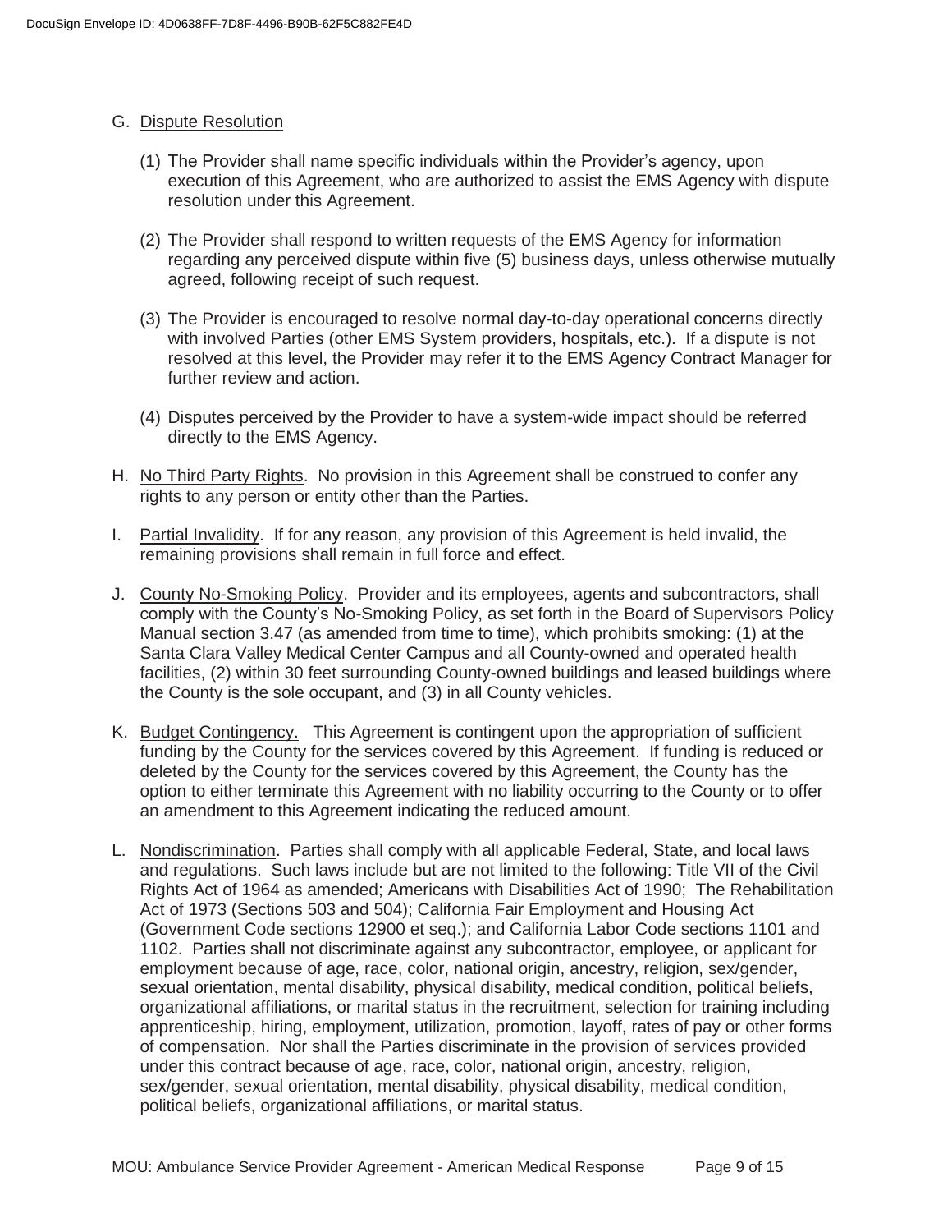G. Dispute Resolution

   (1) The Provider shall name specific individuals within the Provider's agency, upon execution of this Agreement, who are authorized to assist the EMS Agency with dispute resolution under this Agreement.

   (2) The Provider shall respond to written requests of the EMS Agency for information regarding any perceived dispute within five (5) business days, unless otherwise mutually agreed, following receipt of such request.

   (3) The Provider is encouraged to resolve normal day-to-day operational concerns directly with involved Parties (other EMS System providers, hospitals, etc.). If a dispute is not resolved at this level, the Provider may refer it to the EMS Agency Contract Manager for further review and action.

   (4) Disputes perceived by the Provider to have a system-wide impact should be referred directly to the EMS Agency.

H. No Third Party Rights. No provision in this Agreement shall be construed to confer any rights to any person or entity other than the Parties.

I. Partial Invalidity. If for any reason, any provision of this Agreement is held invalid, the remaining provisions shall remain in full force and effect.

J. County No-Smoking Policy. Provider and its employees, agents and subcontractors, shall comply with the County's No-Smoking Policy, as set forth in the Board of Supervisors Policy Manual section 3.47 (as amended from time to time), which prohibits smoking: (1) at the Santa Clara Valley Medical Center Campus and all County-owned and operated health facilities, (2) within 30 feet surrounding County-owned buildings and leased buildings where the County is the sole occupant, and (3) in all County vehicles.

K. Budget Contingency. This Agreement is contingent upon the appropriation of sufficient funding by the County for the services covered by this Agreement. If funding is reduced or deleted by the County for the services covered by this Agreement, the County has the option to either terminate this Agreement with no liability occurring to the County or to offer an amendment to this Agreement indicating the reduced amount.

L. Nondiscrimination. Parties shall comply with all applicable Federal, State, and local laws and regulations. Such laws include but are not limited to the following: Title VII of the Civil Rights Act of 1964 as amended; Americans with Disabilities Act of 1990; The Rehabilitation Act of 1973 (Sections 503 and 504); California Fair Employment and Housing Act (Government Code sections 12900 et seq.); and California Labor Code sections 1101 and 1102. Parties shall not discriminate against any subcontractor, employee, or applicant for employment because of age, race, color, national origin, ancestry, religion, sex/gender, sexual orientation, mental disability, physical disability, medical condition, political beliefs, organizational affiliations, or marital status in the recruitment, selection for training including apprenticeship, hiring, employment, utilization, promotion, layoff, rates of pay or other forms of compensation. Nor shall the Parties discriminate in the provision of services provided under this contract because of age, race, color, national origin, ancestry, religion, sex/gender, sexual orientation, mental disability, physical disability, medical condition, political beliefs, organizational affiliations, or marital status.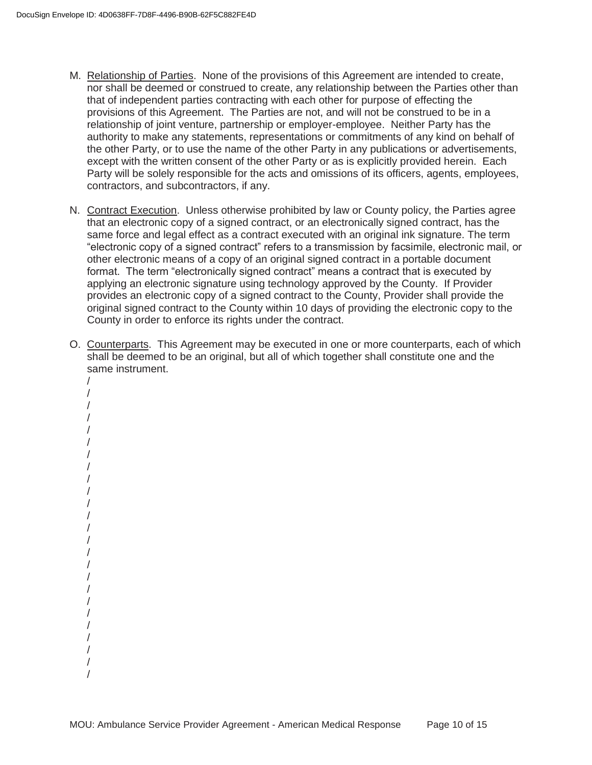M. Relationship of Parties. None of the provisions of this Agreement are intended to create, nor shall be deemed or construed to create, any relationship between the Parties other than that of independent parties contracting with each other for purpose of effecting the provisions of this Agreement. The Parties are not, and will not be construed to be in a relationship of joint venture, partnership or employer-employee. Neither Party has the authority to make any statements, representations or commitments of any kind on behalf of the other Party, or to use the name of the other Party in any publications or advertisements, except with the written consent of the other Party or as is explicitly provided herein. Each Party will be solely responsible for the acts and omissions of its officers, agents, employees, contractors, and subcontractors, if any.

N. Contract Execution. Unless otherwise prohibited by law or County policy, the Parties agree that an electronic copy of a signed contract, or an electronically signed contract, has the same force and legal effect as a contract executed with an original ink signature. The term "electronic copy of a signed contract" refers to a transmission by facsimile, electronic mail, or other electronic means of a copy of an original signed contract in a portable document format. The term "electronically signed contract" means a contract that is executed by applying an electronic signature using technology approved by the County. If Provider provides an electronic copy of a signed contract to the County, Provider shall provide the original signed contract to the County within 10 days of providing the electronic copy to the County in order to enforce its rights under the contract.

O. Counterparts. This Agreement may be executed in one or more counterparts, each of which shall be deemed to be an original, but all of which together shall constitute one and the same instrument.

/
/
/
/
/
/
/
/
/
/
/
/
/
/
/
/
/
/
/
/
/
/
/
/
/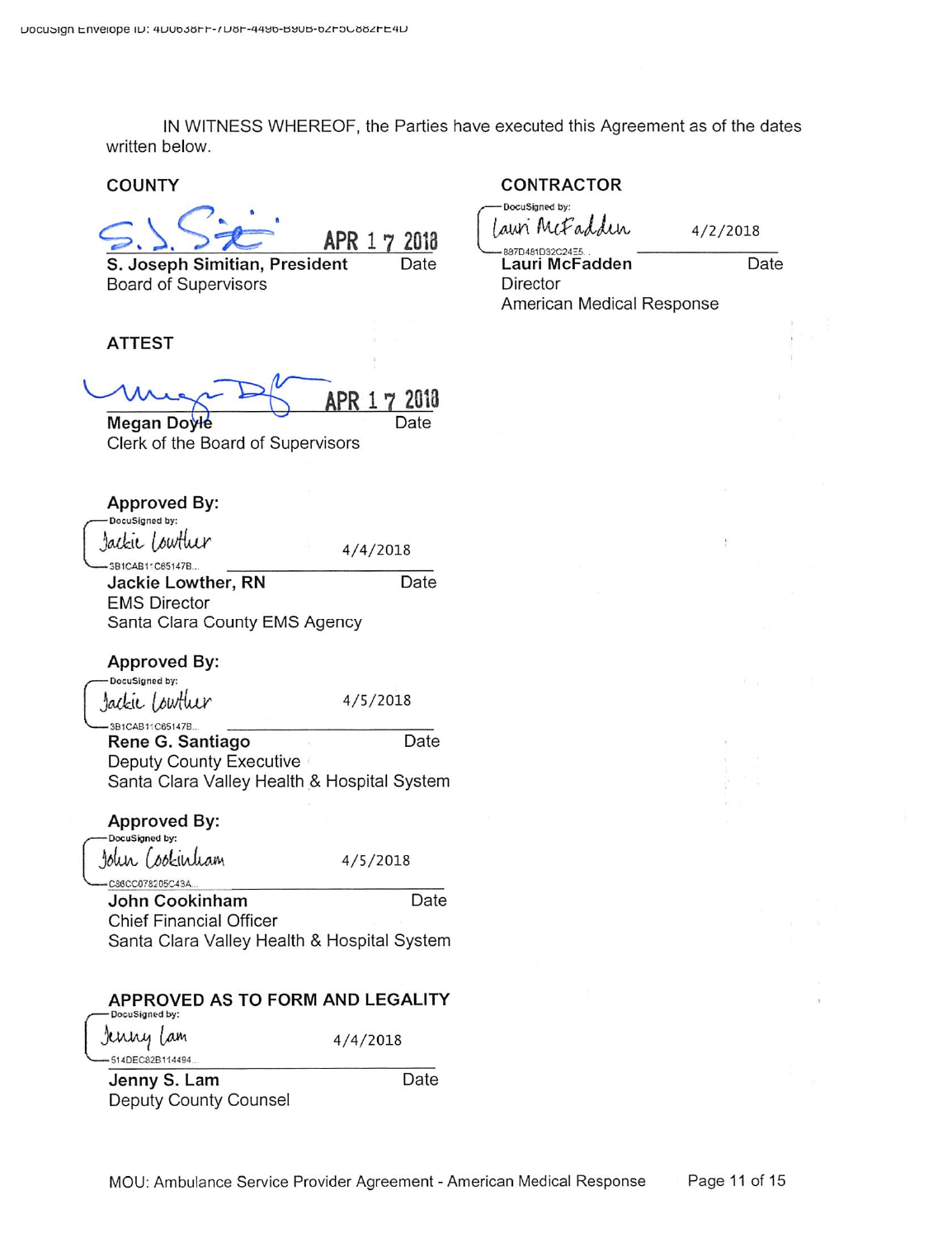IN WITNESS WHEREOF, the Parties have executed this Agreement as of the dates written below.

**COUNTY**

S. Joseph Simitian — APR 17 2018

**S. Joseph Simitian, President** — Date
Board of Supervisors

**ATTEST**

Megan Doyle — APR 17 2018

**Megan Doyle** — Date
Clerk of the Board of Supervisors

**Approved By:**

DocuSigned by: Jackie Lowther — 4/4/2018
3B1CAB1C65147B...

**Jackie Lowther, RN** — Date
EMS Director
Santa Clara County EMS Agency

**Approved By:**

DocuSigned by: Jackie Lowther — 4/5/2018
3B1CAB1C65147B...

**Rene G. Santiago** — Date
Deputy County Executive
Santa Clara Valley Health & Hospital System

**Approved By:**

DocuSigned by: John Cookinham — 4/5/2018
C86CC078205C43A...

**John Cookinham** — Date
Chief Financial Officer
Santa Clara Valley Health & Hospital System

**APPROVED AS TO FORM AND LEGALITY**

DocuSigned by: Jenny Lam — 4/4/2018
514DEC82B114494...

**Jenny S. Lam** — Date
Deputy County Counsel

**CONTRACTOR**

DocuSigned by: Lauri McFadden — 4/2/2018
887D481D32C24E5...

**Lauri McFadden** — Date
Director
American Medical Response

MOU: Ambulance Service Provider Agreement - American Medical Response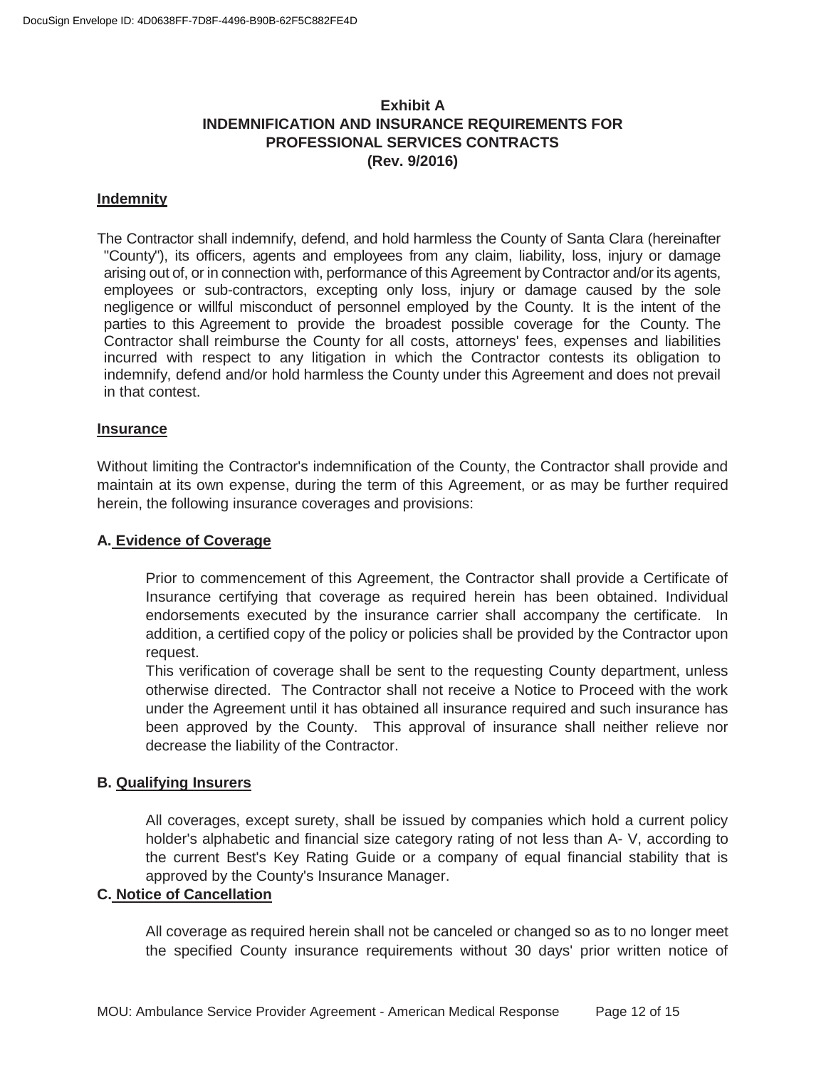# Exhibit A
## INDEMNIFICATION AND INSURANCE REQUIREMENTS FOR PROFESSIONAL SERVICES CONTRACTS
## (Rev. 9/2016)

**Indemnity**

The Contractor shall indemnify, defend, and hold harmless the County of Santa Clara (hereinafter "County"), its officers, agents and employees from any claim, liability, loss, injury or damage arising out of, or in connection with, performance of this Agreement by Contractor and/or its agents, employees or sub-contractors, excepting only loss, injury or damage caused by the sole negligence or willful misconduct of personnel employed by the County. It is the intent of the parties to this Agreement to provide the broadest possible coverage for the County. The Contractor shall reimburse the County for all costs, attorneys' fees, expenses and liabilities incurred with respect to any litigation in which the Contractor contests its obligation to indemnify, defend and/or hold harmless the County under this Agreement and does not prevail in that contest.

**Insurance**

Without limiting the Contractor's indemnification of the County, the Contractor shall provide and maintain at its own expense, during the term of this Agreement, or as may be further required herein, the following insurance coverages and provisions:

**A. Evidence of Coverage**

Prior to commencement of this Agreement, the Contractor shall provide a Certificate of Insurance certifying that coverage as required herein has been obtained. Individual endorsements executed by the insurance carrier shall accompany the certificate. In addition, a certified copy of the policy or policies shall be provided by the Contractor upon request.

This verification of coverage shall be sent to the requesting County department, unless otherwise directed. The Contractor shall not receive a Notice to Proceed with the work under the Agreement until it has obtained all insurance required and such insurance has been approved by the County. This approval of insurance shall neither relieve nor decrease the liability of the Contractor.

**B. Qualifying Insurers**

All coverages, except surety, shall be issued by companies which hold a current policy holder's alphabetic and financial size category rating of not less than A- V, according to the current Best's Key Rating Guide or a company of equal financial stability that is approved by the County's Insurance Manager.

**C. Notice of Cancellation**

All coverage as required herein shall not be canceled or changed so as to no longer meet the specified County insurance requirements without 30 days' prior written notice of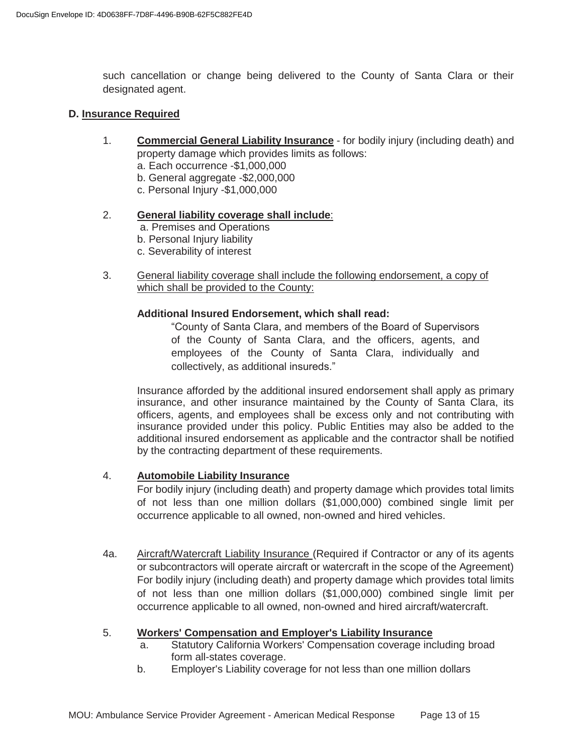such cancellation or change being delivered to the County of Santa Clara or their designated agent.

**D. Insurance Required**

1. **Commercial General Liability Insurance** - for bodily injury (including death) and property damage which provides limits as follows:
   a. Each occurrence -$1,000,000
   b. General aggregate -$2,000,000
   c. Personal Injury -$1,000,000

2. **General liability coverage shall include**:
   a. Premises and Operations
   b. Personal Injury liability
   c. Severability of interest

3. General liability coverage shall include the following endorsement, a copy of which shall be provided to the County:

   **Additional Insured Endorsement, which shall read:**

   > "County of Santa Clara, and members of the Board of Supervisors of the County of Santa Clara, and the officers, agents, and employees of the County of Santa Clara, individually and collectively, as additional insureds."

   Insurance afforded by the additional insured endorsement shall apply as primary insurance, and other insurance maintained by the County of Santa Clara, its officers, agents, and employees shall be excess only and not contributing with insurance provided under this policy. Public Entities may also be added to the additional insured endorsement as applicable and the contractor shall be notified by the contracting department of these requirements.

4. **Automobile Liability Insurance**
   For bodily injury (including death) and property damage which provides total limits of not less than one million dollars ($1,000,000) combined single limit per occurrence applicable to all owned, non-owned and hired vehicles.

4a. Aircraft/Watercraft Liability Insurance (Required if Contractor or any of its agents or subcontractors will operate aircraft or watercraft in the scope of the Agreement) For bodily injury (including death) and property damage which provides total limits of not less than one million dollars ($1,000,000) combined single limit per occurrence applicable to all owned, non-owned and hired aircraft/watercraft.

5. **Workers' Compensation and Employer's Liability Insurance**
   a. Statutory California Workers' Compensation coverage including broad form all-states coverage.
   b. Employer's Liability coverage for not less than one million dollars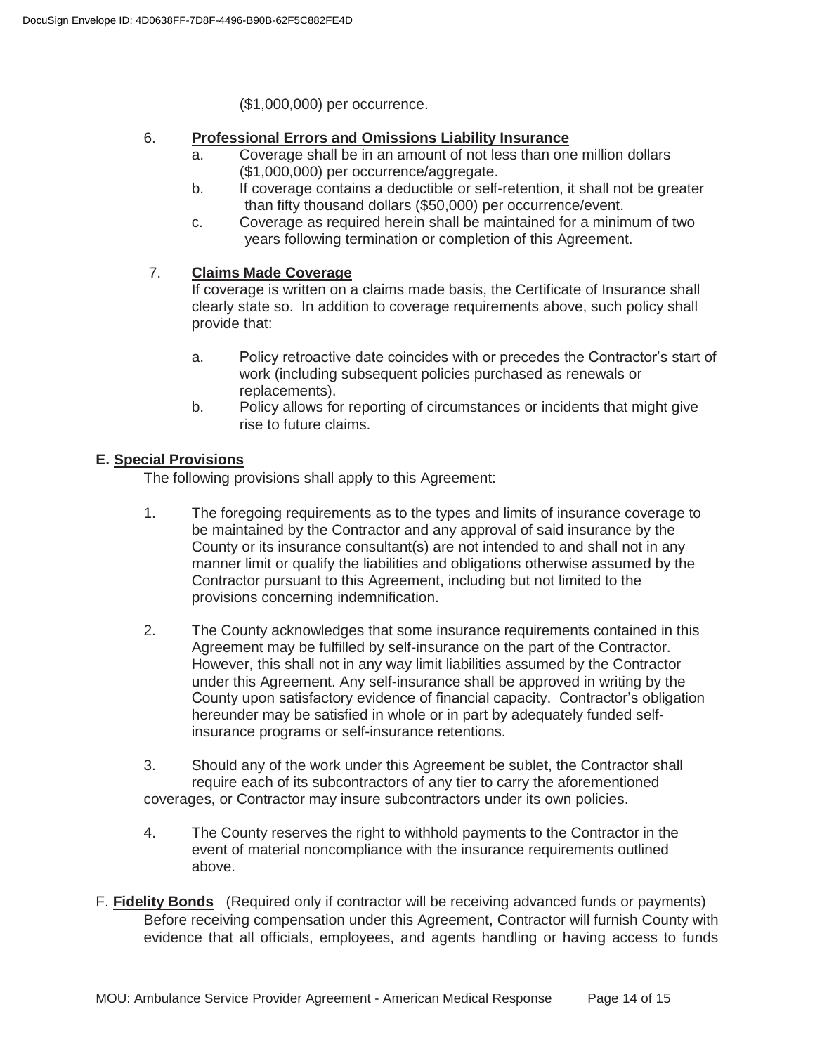($1,000,000) per occurrence.

6. **Professional Errors and Omissions Liability Insurance**
   a. Coverage shall be in an amount of not less than one million dollars ($1,000,000) per occurrence/aggregate.
   b. If coverage contains a deductible or self-retention, it shall not be greater than fifty thousand dollars ($50,000) per occurrence/event.
   c. Coverage as required herein shall be maintained for a minimum of two years following termination or completion of this Agreement.

7. **Claims Made Coverage**

   If coverage is written on a claims made basis, the Certificate of Insurance shall clearly state so. In addition to coverage requirements above, such policy shall provide that:

   a. Policy retroactive date coincides with or precedes the Contractor's start of work (including subsequent policies purchased as renewals or replacements).
   b. Policy allows for reporting of circumstances or incidents that might give rise to future claims.

**E. Special Provisions**

The following provisions shall apply to this Agreement:

1. The foregoing requirements as to the types and limits of insurance coverage to be maintained by the Contractor and any approval of said insurance by the County or its insurance consultant(s) are not intended to and shall not in any manner limit or qualify the liabilities and obligations otherwise assumed by the Contractor pursuant to this Agreement, including but not limited to the provisions concerning indemnification.

2. The County acknowledges that some insurance requirements contained in this Agreement may be fulfilled by self-insurance on the part of the Contractor. However, this shall not in any way limit liabilities assumed by the Contractor under this Agreement. Any self-insurance shall be approved in writing by the County upon satisfactory evidence of financial capacity. Contractor's obligation hereunder may be satisfied in whole or in part by adequately funded self-insurance programs or self-insurance retentions.

3. Should any of the work under this Agreement be sublet, the Contractor shall require each of its subcontractors of any tier to carry the aforementioned coverages, or Contractor may insure subcontractors under its own policies.

4. The County reserves the right to withhold payments to the Contractor in the event of material noncompliance with the insurance requirements outlined above.

F. **Fidelity Bonds** (Required only if contractor will be receiving advanced funds or payments)

Before receiving compensation under this Agreement, Contractor will furnish County with evidence that all officials, employees, and agents handling or having access to funds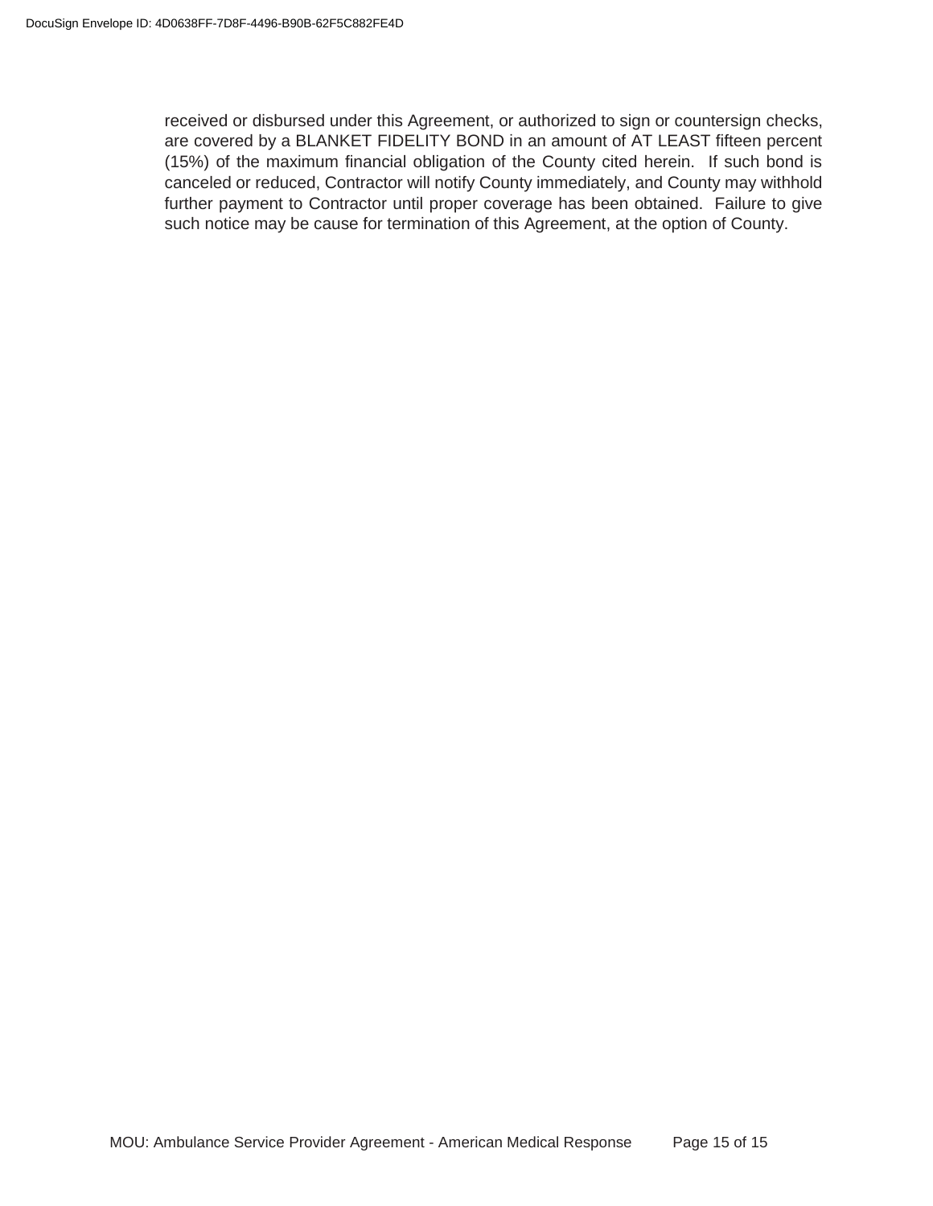received or disbursed under this Agreement, or authorized to sign or countersign checks, are covered by a BLANKET FIDELITY BOND in an amount of AT LEAST fifteen percent (15%) of the maximum financial obligation of the County cited herein. If such bond is canceled or reduced, Contractor will notify County immediately, and County may withhold further payment to Contractor until proper coverage has been obtained. Failure to give such notice may be cause for termination of this Agreement, at the option of County.